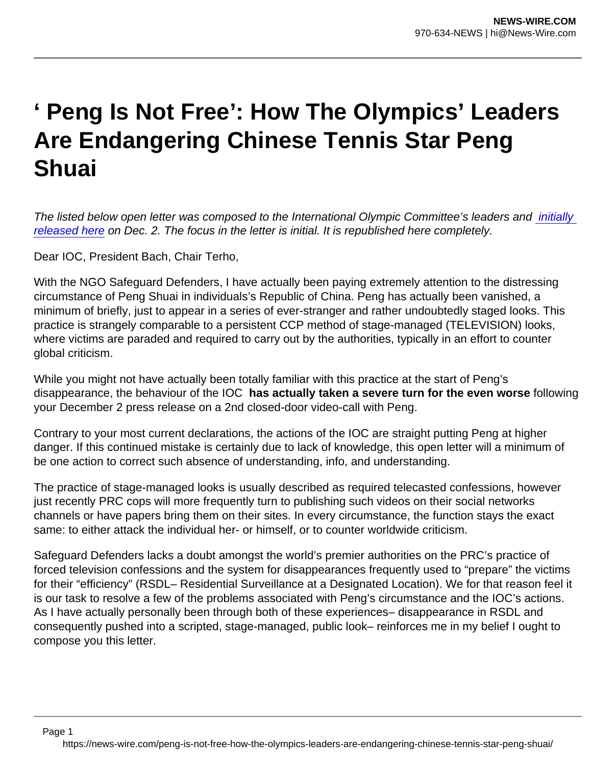# ' Peng Is Not Free': How The Olympics' Leaders Are Endangering Chinese Tennis Star Peng Shuai

*The listed below open letter was composed to the International Olympic Committee's leaders and [initially released here](#) on Dec. 2. The focus in the letter is initial. It is republished here completely.*

Dear IOC, President Bach, Chair Terho,

With the NGO Safeguard Defenders, I have actually been paying extremely attention to the distressing circumstance of Peng Shuai in individuals's Republic of China. Peng has actually been vanished, a minimum of briefly, just to appear in a series of ever-stranger and rather undoubtedly staged looks. This practice is strangely comparable to a persistent CCP method of stage-managed (TELEVISION) looks, where victims are paraded and required to carry out by the authorities, typically in an effort to counter global criticism.

While you might not have actually been totally familiar with this practice at the start of Peng's disappearance, the behaviour of the IOC **has actually taken a severe turn for the even worse** following your December 2 press release on a 2nd closed-door video-call with Peng.

Contrary to your most current declarations, the actions of the IOC are straight putting Peng at higher danger. If this continued mistake is certainly due to lack of knowledge, this open letter will a minimum of be one action to correct such absence of understanding, info, and understanding.

The practice of stage-managed looks is usually described as required telecasted confessions, however just recently PRC cops will more frequently turn to publishing such videos on their social networks channels or have papers bring them on their sites. In every circumstance, the function stays the exact same: to either attack the individual her- or himself, or to counter worldwide criticism.

Safeguard Defenders lacks a doubt amongst the world's premier authorities on the PRC's practice of forced television confessions and the system for disappearances frequently used to "prepare" the victims for their "efficiency" (RSDL– Residential Surveillance at a Designated Location). We for that reason feel it is our task to resolve a few of the problems associated with Peng's circumstance and the IOC's actions. As I have actually personally been through both of these experiences– disappearance in RSDL and consequently pushed into a scripted, stage-managed, public look– reinforces me in my belief I ought to compose you this letter.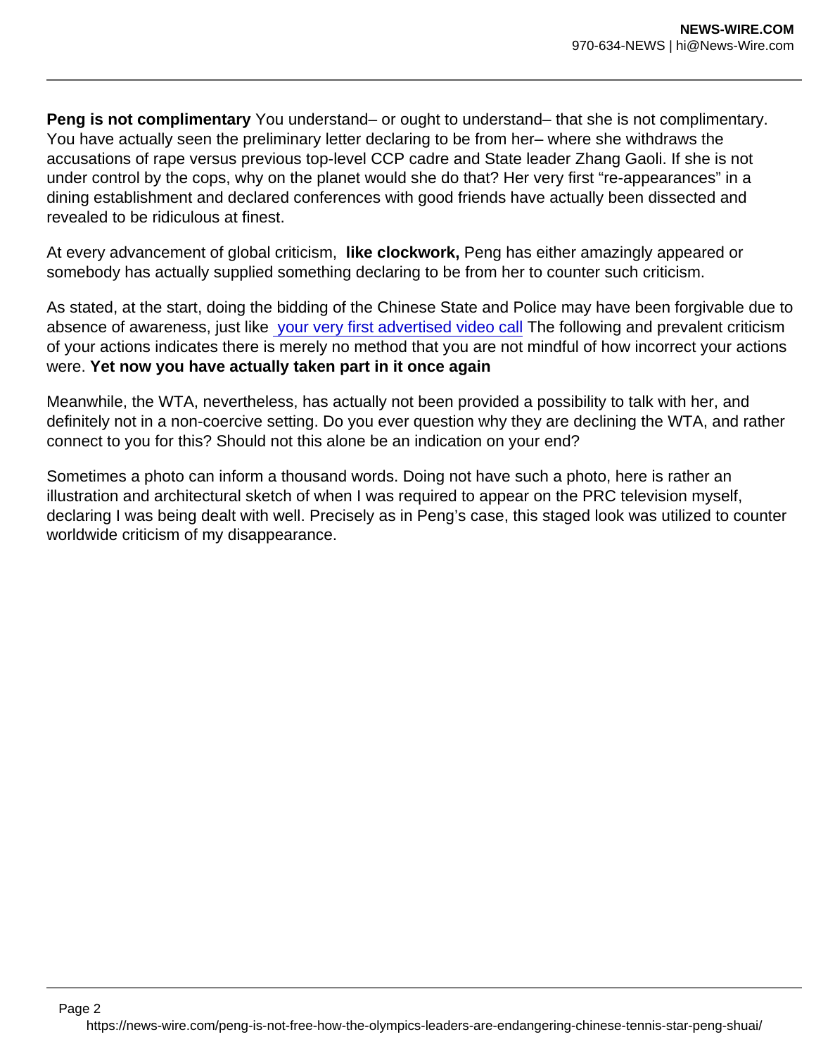**Peng is not complimentary** You understand– or ought to understand– that she is not complimentary. You have actually seen the preliminary letter declaring to be from her– where she withdraws the accusations of rape versus previous top-level CCP cadre and State leader Zhang Gaoli. If she is not under control by the cops, why on the planet would she do that? Her very first "re-appearances" in a dining establishment and declared conferences with good friends have actually been dissected and revealed to be ridiculous at finest.

At every advancement of global criticism, **like clockwork,** Peng has either amazingly appeared or somebody has actually supplied something declaring to be from her to counter such criticism.

As stated, at the start, doing the bidding of the Chinese State and Police may have been forgivable due to absence of awareness, just like your very first advertised video call The following and prevalent criticism of your actions indicates there is merely no method that you are not mindful of how incorrect your actions were. **Yet now you have actually taken part in it once again**

Meanwhile, the WTA, nevertheless, has actually not been provided a possibility to talk with her, and definitely not in a non-coercive setting. Do you ever question why they are declining the WTA, and rather connect to you for this? Should not this alone be an indication on your end?

Sometimes a photo can inform a thousand words. Doing not have such a photo, here is rather an illustration and architectural sketch of when I was required to appear on the PRC television myself, declaring I was being dealt with well. Precisely as in Peng's case, this staged look was utilized to counter worldwide criticism of my disappearance.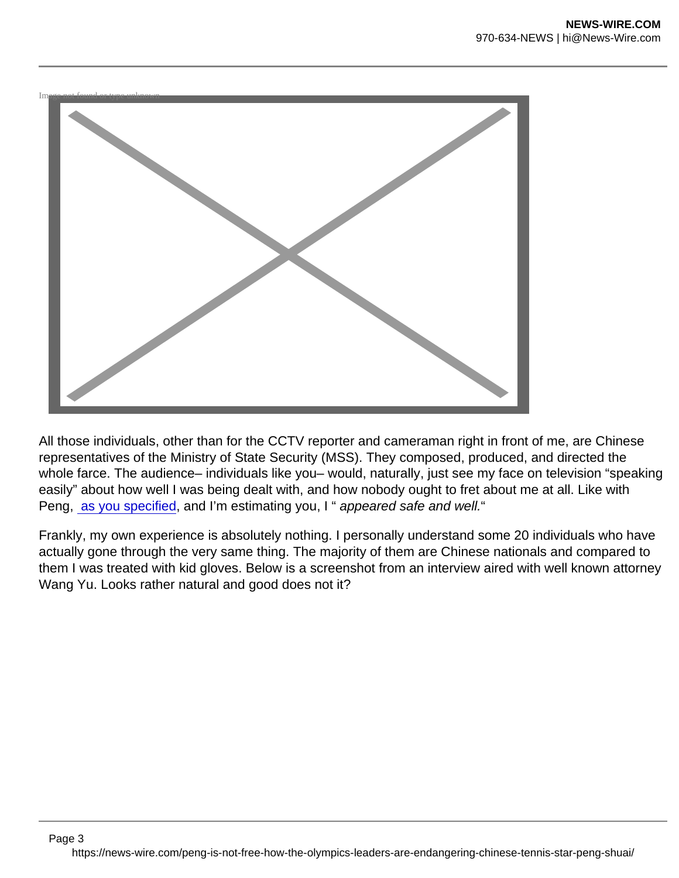Image not found or type unknown

All those individuals, other than for the CCTV reporter and cameraman right in front of me, are Chinese representatives of the Ministry of State Security (MSS). They composed, produced, and directed the whole farce. The audience– individuals like you– would, naturally, just see my face on television “speaking easily” about how well I was being dealt with, and how nobody ought to fret about me at all. Like with Peng, as you specified, and I’m estimating you, I “ *appeared safe and well.*“

Frankly, my own experience is absolutely nothing. I personally understand some 20 individuals who have actually gone through the very same thing. The majority of them are Chinese nationals and compared to them I was treated with kid gloves. Below is a screenshot from an interview aired with well known attorney Wang Yu. Looks rather natural and good does not it?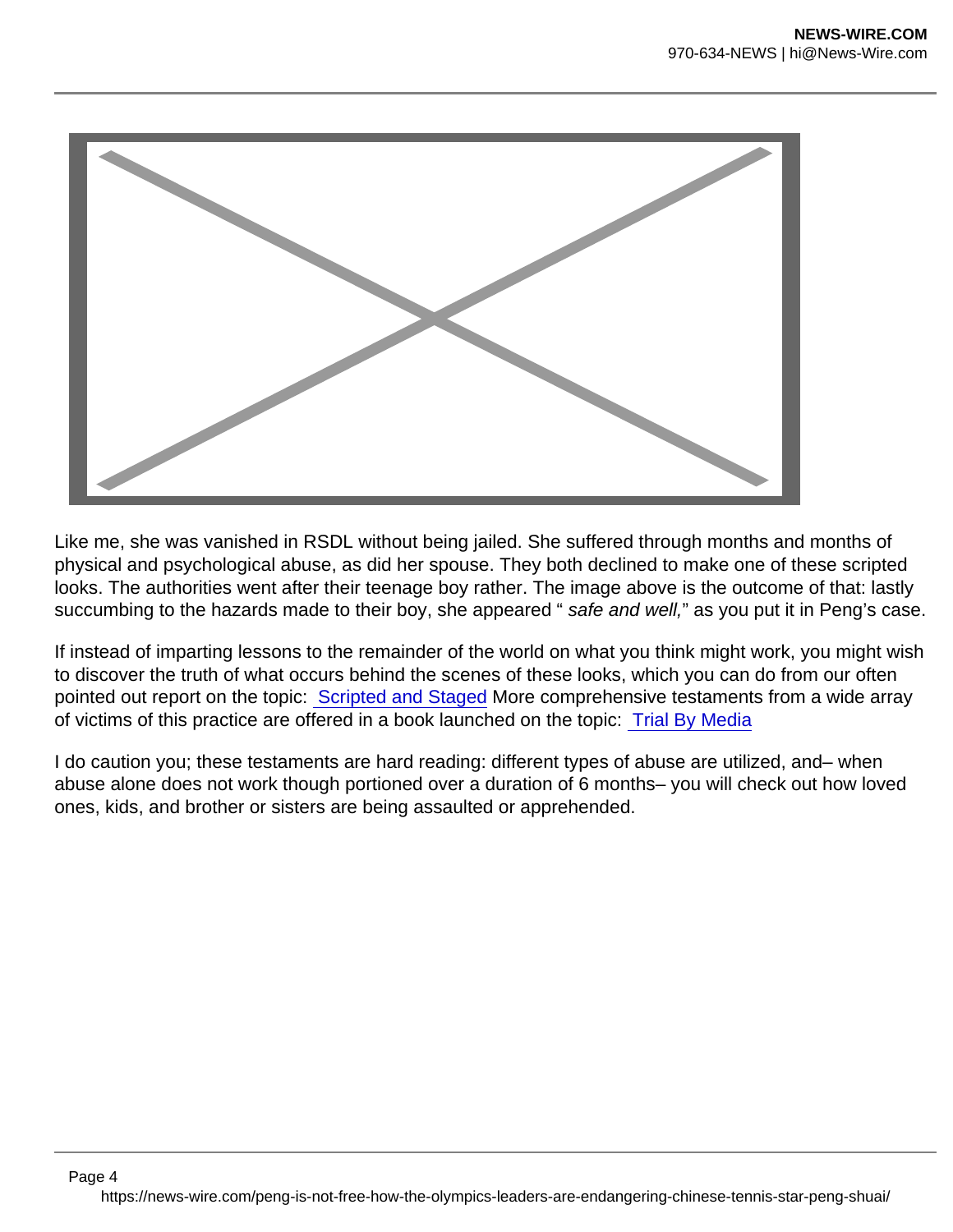Like me, she was vanished in RSDL without being jailed. She suffered through months and months of physical and psychological abuse, as did her spouse. They both declined to make one of these scripted looks. The authorities went after their teenage boy rather. The image above is the outcome of that: lastly succumbing to the hazards made to their boy, she appeared " *safe and well,*" as you put it in Peng's case.

If instead of imparting lessons to the remainder of the world on what you think might work, you might wish to discover the truth of what occurs behind the scenes of these looks, which you can do from our often pointed out report on the topic: [Scripted and Staged]() More comprehensive testaments from a wide array of victims of this practice are offered in a book launched on the topic: [Trial By Media]()

I do caution you; these testaments are hard reading: different types of abuse are utilized, and– when abuse alone does not work though portioned over a duration of 6 months– you will check out how loved ones, kids, and brother or sisters are being assaulted or apprehended.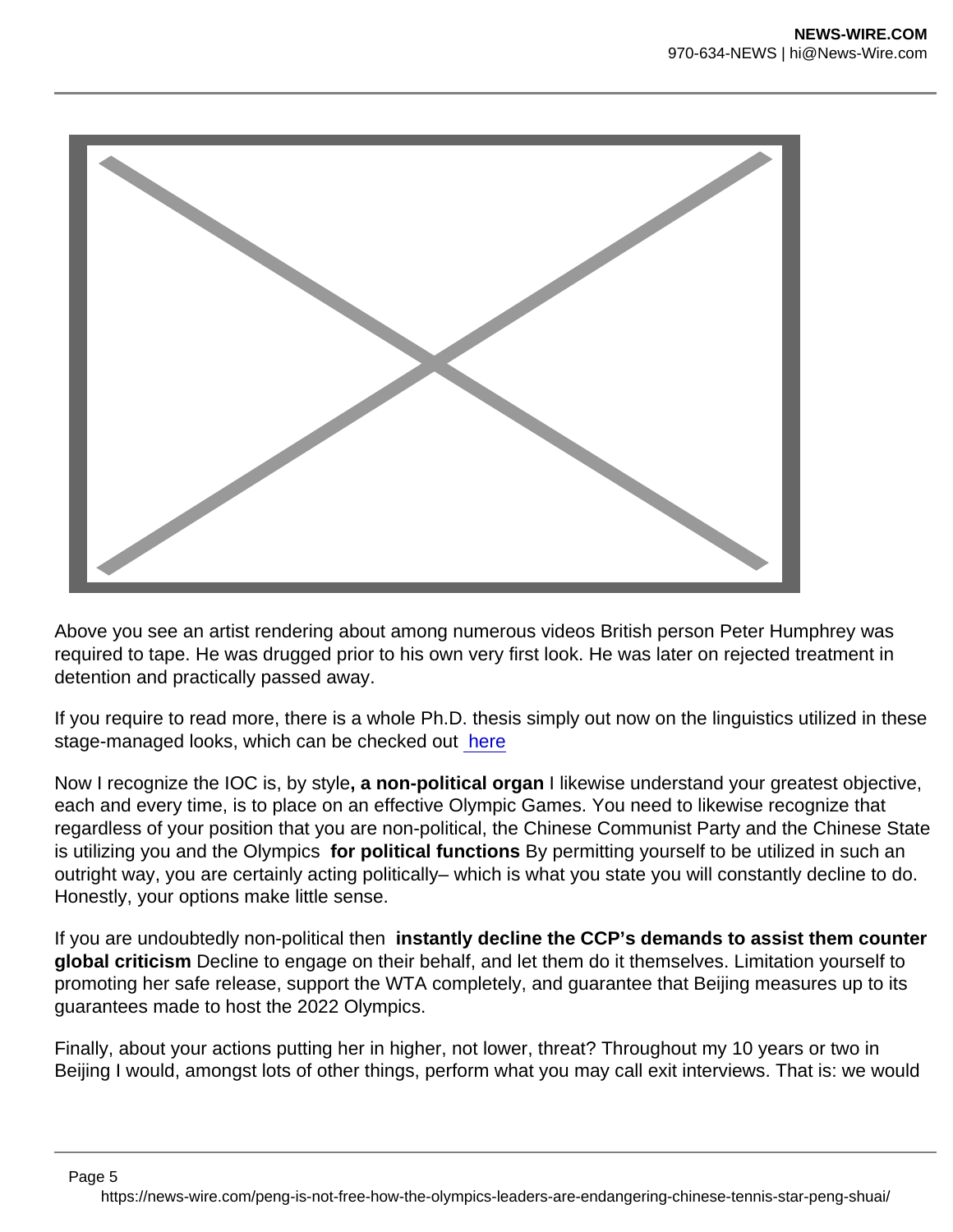Above you see an artist rendering about among numerous videos British person Peter Humphrey was required to tape. He was drugged prior to his own very first look. He was later on rejected treatment in detention and practically passed away.

If you require to read more, there is a whole Ph.D. thesis simply out now on the linguistics utilized in these stage-managed looks, which can be checked out here

Now I recognize the IOC is, by style**, a non-political organ** I likewise understand your greatest objective, each and every time, is to place on an effective Olympic Games. You need to likewise recognize that regardless of your position that you are non-political, the Chinese Communist Party and the Chinese State is utilizing you and the Olympics **for political functions** By permitting yourself to be utilized in such an outright way, you are certainly acting politically– which is what you state you will constantly decline to do. Honestly, your options make little sense.

If you are undoubtedly non-political then **instantly decline the CCP's demands to assist them counter global criticism** Decline to engage on their behalf, and let them do it themselves. Limitation yourself to promoting her safe release, support the WTA completely, and guarantee that Beijing measures up to its guarantees made to host the 2022 Olympics.

Finally, about your actions putting her in higher, not lower, threat? Throughout my 10 years or two in Beijing I would, amongst lots of other things, perform what you may call exit interviews. That is: we would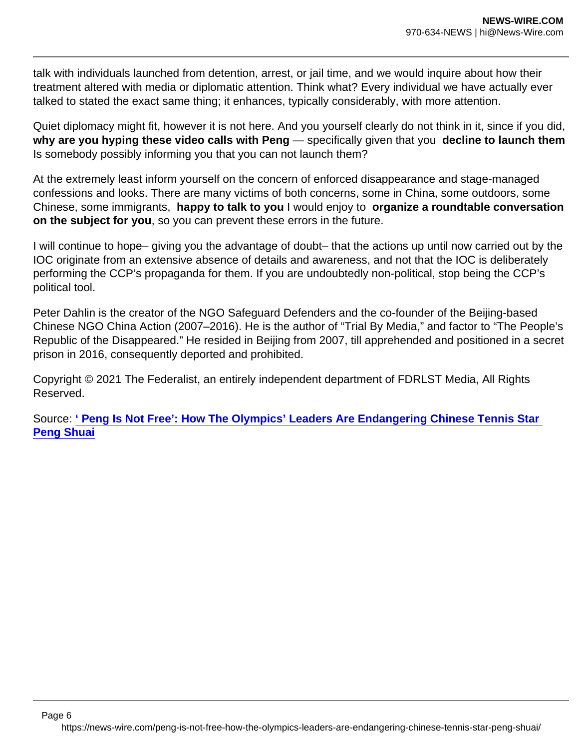talk with individuals launched from detention, arrest, or jail time, and we would inquire about how their treatment altered with media or diplomatic attention. Think what? Every individual we have actually ever talked to stated the exact same thing; it enhances, typically considerably, with more attention.

Quiet diplomacy might fit, however it is not here. And you yourself clearly do not think in it, since if you did, **why are you hyping these video calls with Peng** — specifically given that you **decline to launch them** Is somebody possibly informing you that you can not launch them?

At the extremely least inform yourself on the concern of enforced disappearance and stage-managed confessions and looks. There are many victims of both concerns, some in China, some outdoors, some Chinese, some immigrants, **happy to talk to you** I would enjoy to **organize a roundtable conversation on the subject for you**, so you can prevent these errors in the future.

I will continue to hope– giving you the advantage of doubt– that the actions up until now carried out by the IOC originate from an extensive absence of details and awareness, and not that the IOC is deliberately performing the CCP's propaganda for them. If you are undoubtedly non-political, stop being the CCP's political tool.

Peter Dahlin is the creator of the NGO Safeguard Defenders and the co-founder of the Beijing-based Chinese NGO China Action (2007–2016). He is the author of "Trial By Media," and factor to "The People's Republic of the Disappeared." He resided in Beijing from 2007, till apprehended and positioned in a secret prison in 2016, consequently deported and prohibited.

Copyright © 2021 The Federalist, an entirely independent department of FDRLST Media, All Rights Reserved.

Source: [' Peng Is Not Free': How The Olympics' Leaders Are Endangering Chinese Tennis Star Peng Shuai](https://news-wire.com/peng-is-not-free-how-the-olympics-leaders-are-endangering-chinese-tennis-star-peng-shuai/)